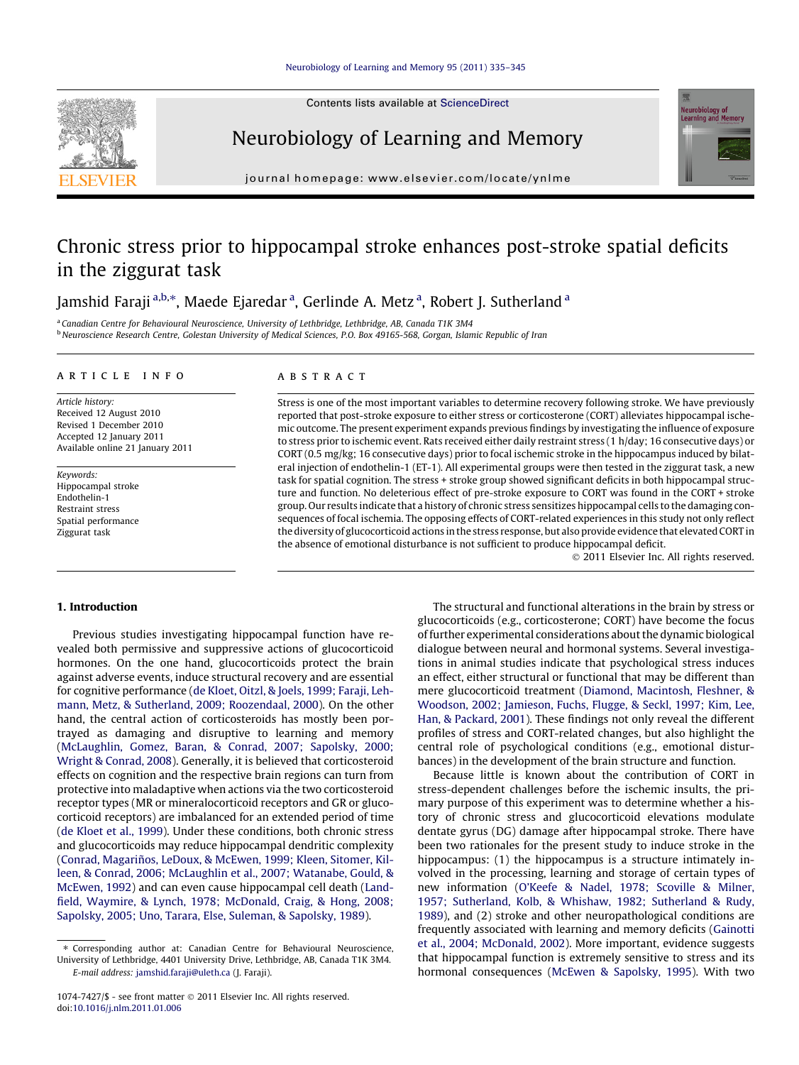# Chronic stress prior to hippocampal stroke enhances post-stroke spatial deficits in the ziggurat task

Jamshid Faraji [a,b,*], Maede Ejaredar [a], Gerlinde A. Metz [a], Robert J. Sutherland [a]

[a] Canadian Centre for Behavioural Neuroscience, University of Lethbridge, Lethbridge, AB, Canada T1K 3M4

[b] Neuroscience Research Centre, Golestan University of Medical Sciences, P.O. Box 49165-568, Gorgan, Islamic Republic of Iran

## ARTICLE INFO

*Article history:*
Received 12 August 2010
Revised 1 December 2010
Accepted 12 January 2011
Available online 21 January 2011

*Keywords:*
Hippocampal stroke
Endothelin-1
Restraint stress
Spatial performance
Ziggurat task

## ABSTRACT

Stress is one of the most important variables to determine recovery following stroke. We have previously reported that post-stroke exposure to either stress or corticosterone (CORT) alleviates hippocampal ischemic outcome. The present experiment expands previous findings by investigating the influence of exposure to stress prior to ischemic event. Rats received either daily restraint stress (1 h/day; 16 consecutive days) or CORT (0.5 mg/kg; 16 consecutive days) prior to focal ischemic stroke in the hippocampus induced by bilateral injection of endothelin-1 (ET-1). All experimental groups were then tested in the ziggurat task, a new task for spatial cognition. The stress + stroke group showed significant deficits in both hippocampal structure and function. No deleterious effect of pre-stroke exposure to CORT was found in the CORT + stroke group. Our results indicate that a history of chronic stress sensitizes hippocampal cells to the damaging consequences of focal ischemia. The opposing effects of CORT-related experiences in this study not only reflect the diversity of glucocorticoid actions in the stress response, but also provide evidence that elevated CORT in the absence of emotional disturbance is not sufficient to produce hippocampal deficit.

© 2011 Elsevier Inc. All rights reserved.

## 1. Introduction

Previous studies investigating hippocampal function have revealed both permissive and suppressive actions of glucocorticoid hormones. On the one hand, glucocorticoids protect the brain against adverse events, induce structural recovery and are essential for cognitive performance (de Kloet, Oitzl, & Joels, 1999; Faraji, Lehmann, Metz, & Sutherland, 2009; Roozendaal, 2000). On the other hand, the central action of corticosteroids has mostly been portrayed as damaging and disruptive to learning and memory (McLaughlin, Gomez, Baran, & Conrad, 2007; Sapolsky, 2000; Wright & Conrad, 2008). Generally, it is believed that corticosteroid effects on cognition and the respective brain regions can turn from protective into maladaptive when actions via the two corticosteroid receptor types (MR or mineralocorticoid receptors and GR or glucocorticoid receptors) are imbalanced for an extended period of time (de Kloet et al., 1999). Under these conditions, both chronic stress and glucocorticoids may reduce hippocampal dendritic complexity (Conrad, Magariños, LeDoux, & McEwen, 1999; Kleen, Sitomer, Killeen, & Conrad, 2006; McLaughlin et al., 2007; Watanabe, Gould, & McEwen, 1992) and can even cause hippocampal cell death (Landfield, Waymire, & Lynch, 1978; McDonald, Craig, & Hong, 2008; Sapolsky, 2005; Uno, Tarara, Else, Suleman, & Sapolsky, 1989).

The structural and functional alterations in the brain by stress or glucocorticoids (e.g., corticosterone; CORT) have become the focus of further experimental considerations about the dynamic biological dialogue between neural and hormonal systems. Several investigations in animal studies indicate that psychological stress induces an effect, either structural or functional that may be different than mere glucocorticoid treatment (Diamond, Macintosh, Fleshner, & Woodson, 2002; Jamieson, Fuchs, Flugge, & Seckl, 1997; Kim, Lee, Han, & Packard, 2001). These findings not only reveal the different profiles of stress and CORT-related changes, but also highlight the central role of psychological conditions (e.g., emotional disturbances) in the development of the brain structure and function.

Because little is known about the contribution of CORT in stress-dependent challenges before the ischemic insults, the primary purpose of this experiment was to determine whether a history of chronic stress and glucocorticoid elevations modulate dentate gyrus (DG) damage after hippocampal stroke. There have been two rationales for the present study to induce stroke in the hippocampus: (1) the hippocampus is a structure intimately involved in the processing, learning and storage of certain types of new information (O'Keefe & Nadel, 1978; Scoville & Milner, 1957; Sutherland, Kolb, & Whishaw, 1982; Sutherland & Rudy, 1989), and (2) stroke and other neuropathological conditions are frequently associated with learning and memory deficits (Gainotti et al., 2004; McDonald, 2002). More important, evidence suggests that hippocampal function is extremely sensitive to stress and its hormonal consequences (McEwen & Sapolsky, 1995). With two

* Corresponding author at: Canadian Centre for Behavioural Neuroscience, University of Lethbridge, 4401 University Drive, Lethbridge, AB, Canada T1K 3M4. E-mail address: jamshid.faraji@uleth.ca (J. Faraji).

1074-7427/$ - see front matter © 2011 Elsevier Inc. All rights reserved.
doi:10.1016/j.nlm.2011.01.006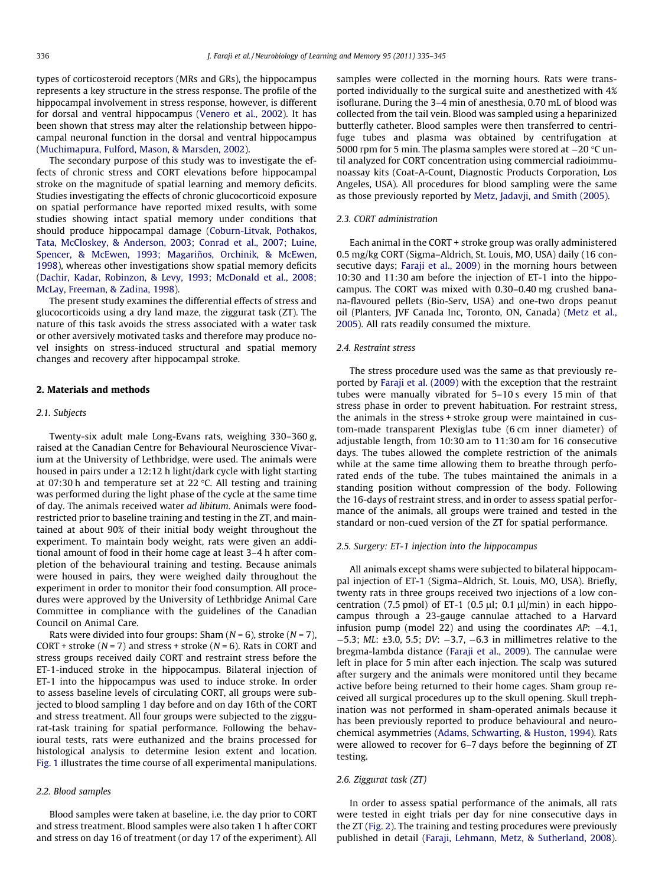types of corticosteroid receptors (MRs and GRs), the hippocampus represents a key structure in the stress response. The profile of the hippocampal involvement in stress response, however, is different for dorsal and ventral hippocampus (Venero et al., 2002). It has been shown that stress may alter the relationship between hippocampal neuronal function in the dorsal and ventral hippocampus (Muchimapura, Fulford, Mason, & Marsden, 2002).

The secondary purpose of this study was to investigate the effects of chronic stress and CORT elevations before hippocampal stroke on the magnitude of spatial learning and memory deficits. Studies investigating the effects of chronic glucocorticoid exposure on spatial performance have reported mixed results, with some studies showing intact spatial memory under conditions that should produce hippocampal damage (Coburn-Litvak, Pothakos, Tata, McCloskey, & Anderson, 2003; Conrad et al., 2007; Luine, Spencer, & McEwen, 1993; Magariños, Orchinik, & McEwen, 1998), whereas other investigations show spatial memory deficits (Dachir, Kadar, Robinzon, & Levy, 1993; McDonald et al., 2008; McLay, Freeman, & Zadina, 1998).

The present study examines the differential effects of stress and glucocorticoids using a dry land maze, the ziggurat task (ZT). The nature of this task avoids the stress associated with a water task or other aversively motivated tasks and therefore may produce novel insights on stress-induced structural and spatial memory changes and recovery after hippocampal stroke.

## 2. Materials and methods

### 2.1. Subjects

Twenty-six adult male Long-Evans rats, weighing 330–360 g, raised at the Canadian Centre for Behavioural Neuroscience Vivarium at the University of Lethbridge, were used. The animals were housed in pairs under a 12:12 h light/dark cycle with light starting at 07:30 h and temperature set at 22 °C. All testing and training was performed during the light phase of the cycle at the same time of day. The animals received water *ad libitum*. Animals were food-restricted prior to baseline training and testing in the ZT, and maintained at about 90% of their initial body weight throughout the experiment. To maintain body weight, rats were given an additional amount of food in their home cage at least 3–4 h after completion of the behavioural training and testing. Because animals were housed in pairs, they were weighed daily throughout the experiment in order to monitor their food consumption. All procedures were approved by the University of Lethbridge Animal Care Committee in compliance with the guidelines of the Canadian Council on Animal Care.

Rats were divided into four groups: Sham ($N = 6$), stroke ($N = 7$), CORT + stroke ($N = 7$) and stress + stroke ($N = 6$). Rats in CORT and stress groups received daily CORT and restraint stress before the ET-1-induced stroke in the hippocampus. Bilateral injection of ET-1 into the hippocampus was used to induce stroke. In order to assess baseline levels of circulating CORT, all groups were subjected to blood sampling 1 day before and on day 16th of the CORT and stress treatment. All four groups were subjected to the ziggurat-task training for spatial performance. Following the behavioural tests, rats were euthanized and the brains processed for histological analysis to determine lesion extent and location. Fig. 1 illustrates the time course of all experimental manipulations.

### 2.2. Blood samples

Blood samples were taken at baseline, i.e. the day prior to CORT and stress treatment. Blood samples were also taken 1 h after CORT and stress on day 16 of treatment (or day 17 of the experiment). All samples were collected in the morning hours. Rats were transported individually to the surgical suite and anesthetized with 4% isoflurane. During the 3–4 min of anesthesia, 0.70 mL of blood was collected from the tail vein. Blood was sampled using a heparinized butterfly catheter. Blood samples were then transferred to centrifuge tubes and plasma was obtained by centrifugation at 5000 rpm for 5 min. The plasma samples were stored at −20 °C until analyzed for CORT concentration using commercial radioimmunoassay kits (Coat-A-Count, Diagnostic Products Corporation, Los Angeles, USA). All procedures for blood sampling were the same as those previously reported by Metz, Jadavji, and Smith (2005).

### 2.3. CORT administration

Each animal in the CORT + stroke group was orally administered 0.5 mg/kg CORT (Sigma–Aldrich, St. Louis, MO, USA) daily (16 consecutive days; Faraji et al., 2009) in the morning hours between 10:30 and 11:30 am before the injection of ET-1 into the hippocampus. The CORT was mixed with 0.30–0.40 mg crushed banana-flavoured pellets (Bio-Serv, USA) and one-two drops peanut oil (Planters, JVF Canada Inc, Toronto, ON, Canada) (Metz et al., 2005). All rats readily consumed the mixture.

### 2.4. Restraint stress

The stress procedure used was the same as that previously reported by Faraji et al. (2009) with the exception that the restraint tubes were manually vibrated for 5–10 s every 15 min of that stress phase in order to prevent habituation. For restraint stress, the animals in the stress + stroke group were maintained in custom-made transparent Plexiglas tube (6 cm inner diameter) of adjustable length, from 10:30 am to 11:30 am for 16 consecutive days. The tubes allowed the complete restriction of the animals while at the same time allowing them to breathe through perforated ends of the tube. The tubes maintained the animals in a standing position without compression of the body. Following the 16-days of restraint stress, and in order to assess spatial performance of the animals, all groups were trained and tested in the standard or non-cued version of the ZT for spatial performance.

### 2.5. Surgery: ET-1 injection into the hippocampus

All animals except shams were subjected to bilateral hippocampal injection of ET-1 (Sigma–Aldrich, St. Louis, MO, USA). Briefly, twenty rats in three groups received two injections of a low concentration (7.5 pmol) of ET-1 (0.5 μl; 0.1 μl/min) in each hippocampus through a 23-gauge cannulae attached to a Harvard infusion pump (model 22) and using the coordinates *AP*: −4.1, −5.3; *ML*: ±3.0, 5.5; *DV*: −3.7, −6.3 in millimetres relative to the bregma-lambda distance (Faraji et al., 2009). The cannulae were left in place for 5 min after each injection. The scalp was sutured after surgery and the animals were monitored until they became active before being returned to their home cages. Sham group received all surgical procedures up to the skull opening. Skull trephination was not performed in sham-operated animals because it has been previously reported to produce behavioural and neurochemical asymmetries (Adams, Schwarting, & Huston, 1994). Rats were allowed to recover for 6–7 days before the beginning of ZT testing.

### 2.6. Ziggurat task (ZT)

In order to assess spatial performance of the animals, all rats were tested in eight trials per day for nine consecutive days in the ZT (Fig. 2). The training and testing procedures were previously published in detail (Faraji, Lehmann, Metz, & Sutherland, 2008).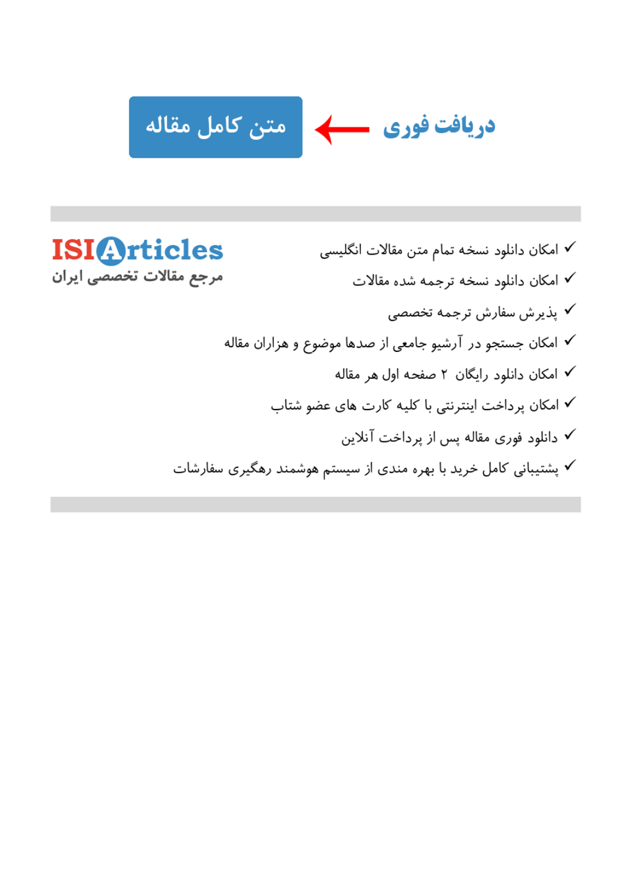دریافت فوری ← **متن کامل مقاله**

**ISIArticles**
مرجع مقالات تخصصی ایران

- ✓ امکان دانلود نسخه تمام متن مقالات انگلیسی
- ✓ امکان دانلود نسخه ترجمه شده مقالات
- ✓ پذیرش سفارش ترجمه تخصصی
- ✓ امکان جستجو در آرشیو جامعی از صدها موضوع و هزاران مقاله
- ✓ امکان دانلود رایگان ۲ صفحه اول هر مقاله
- ✓ امکان پرداخت اینترنتی با کلیه کارت های عضو شتاب
- ✓ دانلود فوری مقاله پس از پرداخت آنلاین
- ✓ پشتیبانی کامل خرید با بهره مندی از سیستم هوشمند رهگیری سفارشات